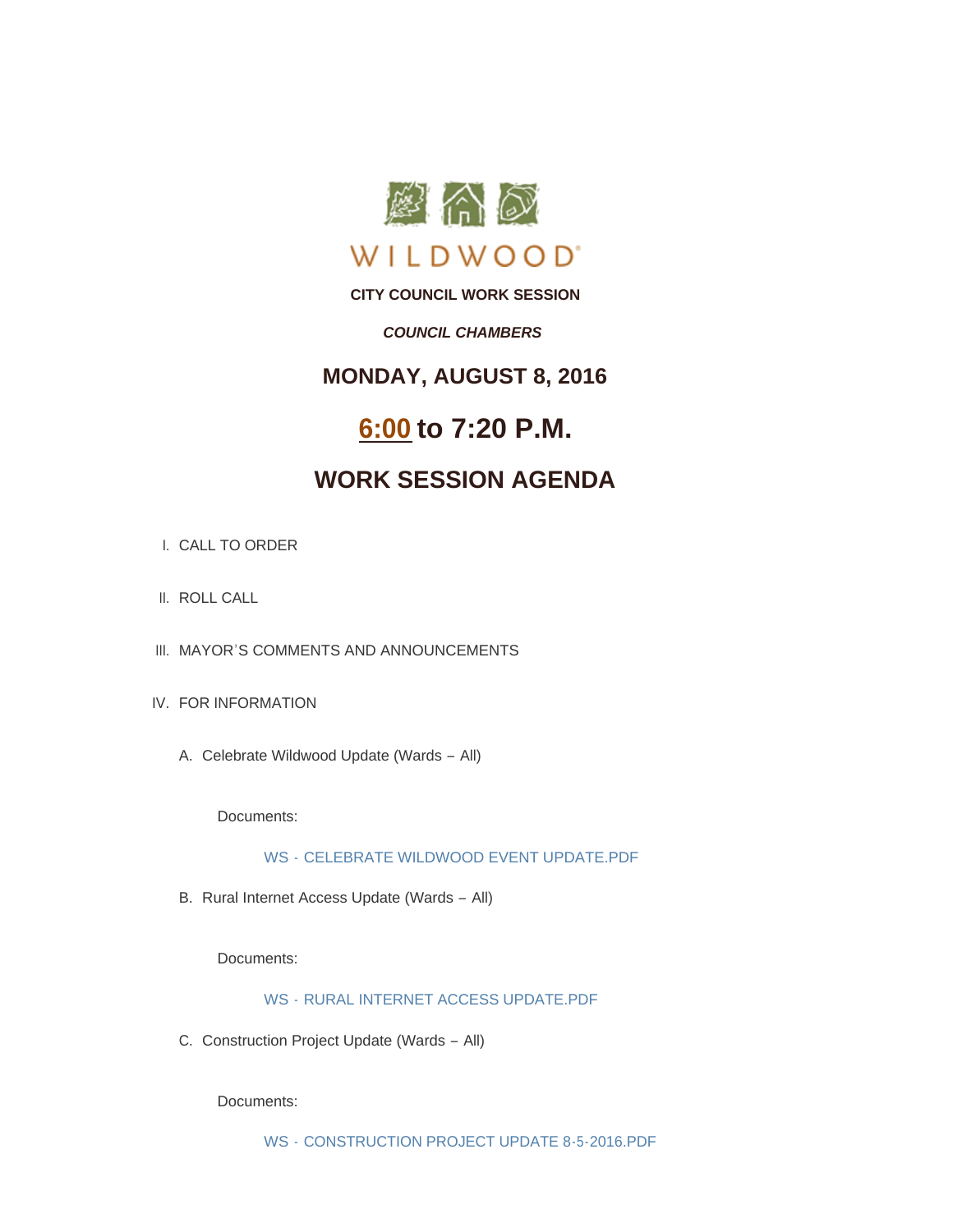WILDWOOD®

**CITY COUNCIL WORK SESSION**

***COUNCIL CHAMBERS***

## MONDAY, AUGUST 8, 2016

# 6:00 to 7:20 P.M.

# WORK SESSION AGENDA

I. CALL TO ORDER

II. ROLL CALL

III. MAYOR'S COMMENTS AND ANNOUNCEMENTS

IV. FOR INFORMATION

A. Celebrate Wildwood Update (Wards – All)

Documents:

WS - CELEBRATE WILDWOOD EVENT UPDATE.PDF

B. Rural Internet Access Update (Wards – All)

Documents:

WS - RURAL INTERNET ACCESS UPDATE.PDF

C. Construction Project Update (Wards – All)

Documents:

WS - CONSTRUCTION PROJECT UPDATE 8-5-2016.PDF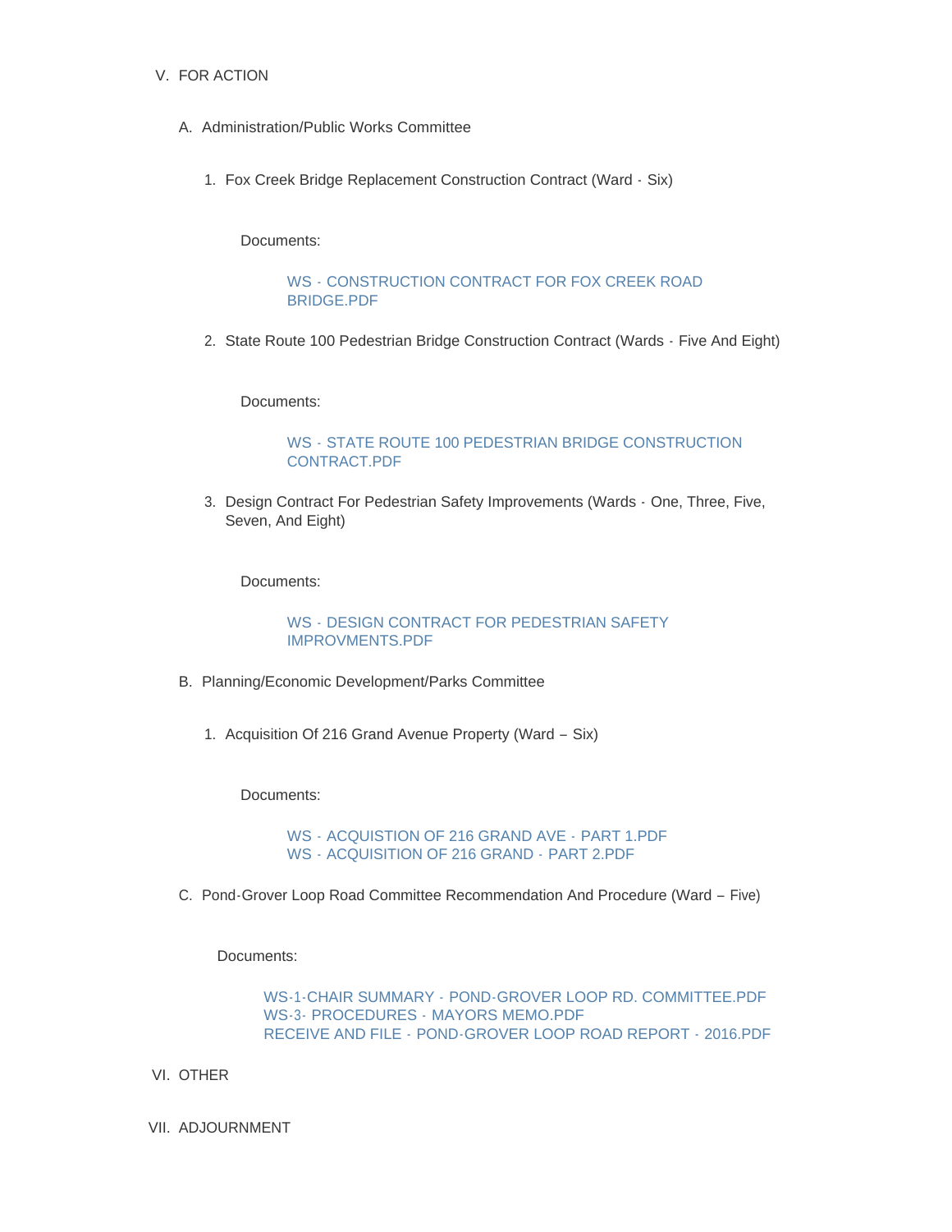V. FOR ACTION

A. Administration/Public Works Committee

1. Fox Creek Bridge Replacement Construction Contract (Ward - Six)

   Documents:

   WS - CONSTRUCTION CONTRACT FOR FOX CREEK ROAD BRIDGE.PDF

2. State Route 100 Pedestrian Bridge Construction Contract (Wards - Five And Eight)

   Documents:

   WS - STATE ROUTE 100 PEDESTRIAN BRIDGE CONSTRUCTION CONTRACT.PDF

3. Design Contract For Pedestrian Safety Improvements (Wards - One, Three, Five, Seven, And Eight)

   Documents:

   WS - DESIGN CONTRACT FOR PEDESTRIAN SAFETY IMPROVMENTS.PDF

B. Planning/Economic Development/Parks Committee

1. Acquisition Of 216 Grand Avenue Property (Ward – Six)

   Documents:

   WS - ACQUISTION OF 216 GRAND AVE - PART 1.PDF
   WS - ACQUISITION OF 216 GRAND - PART 2.PDF

C. Pond-Grover Loop Road Committee Recommendation And Procedure (Ward – Five)

   Documents:

   WS-1-CHAIR SUMMARY - POND-GROVER LOOP RD. COMMITTEE.PDF
   WS-3- PROCEDURES - MAYORS MEMO.PDF
   RECEIVE AND FILE - POND-GROVER LOOP ROAD REPORT - 2016.PDF

VI. OTHER

VII. ADJOURNMENT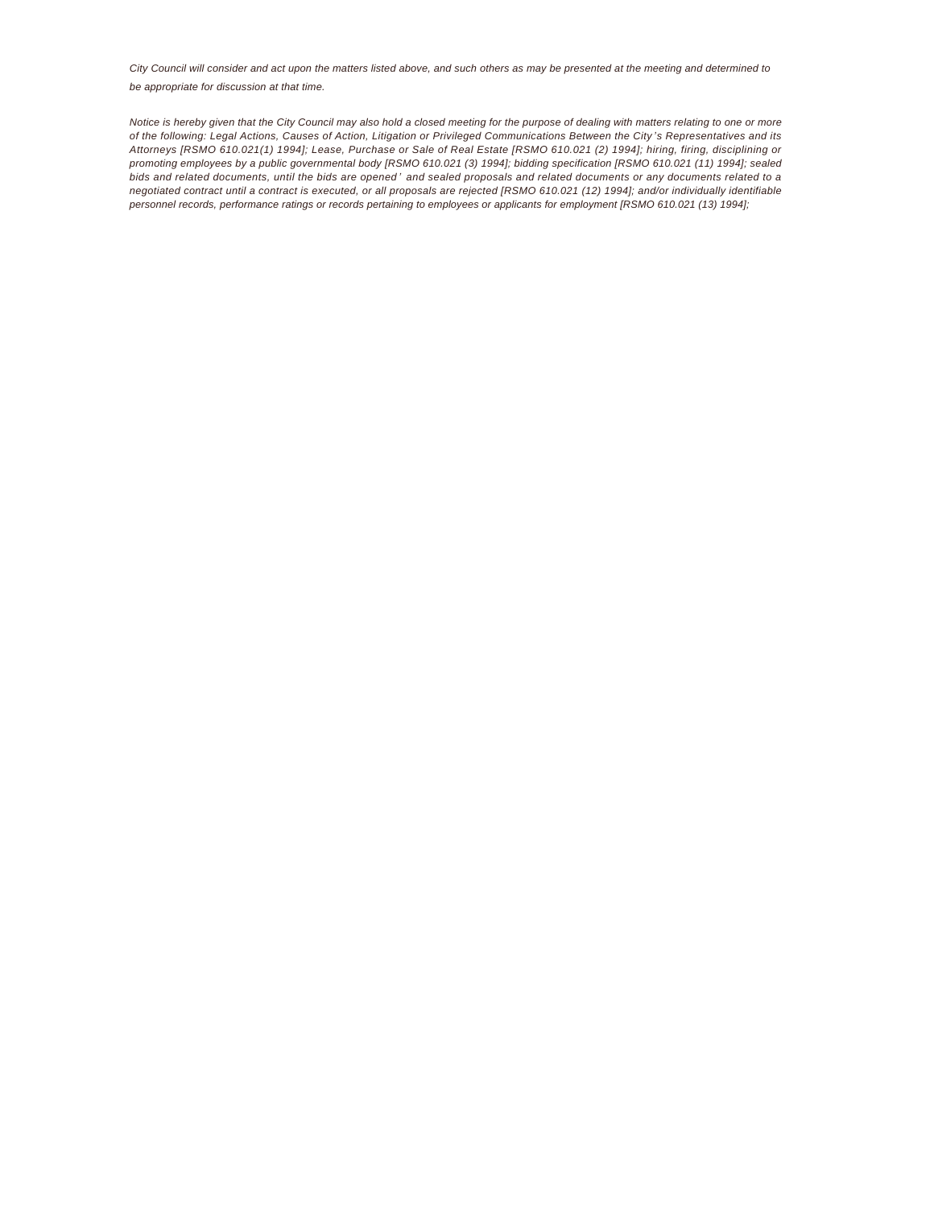*City Council will consider and act upon the matters listed above, and such others as may be presented at the meeting and determined to be appropriate for discussion at that time.*

*Notice is hereby given that the City Council may also hold a closed meeting for the purpose of dealing with matters relating to one or more of the following: Legal Actions, Causes of Action, Litigation or Privileged Communications Between the City's Representatives and its Attorneys [RSMO 610.021(1) 1994]; Lease, Purchase or Sale of Real Estate [RSMO 610.021 (2) 1994]; hiring, firing, disciplining or promoting employees by a public governmental body [RSMO 610.021 (3) 1994]; bidding specification [RSMO 610.021 (11) 1994]; sealed bids and related documents, until the bids are opened' and sealed proposals and related documents or any documents related to a negotiated contract until a contract is executed, or all proposals are rejected [RSMO 610.021 (12) 1994]; and/or individually identifiable personnel records, performance ratings or records pertaining to employees or applicants for employment [RSMO 610.021 (13) 1994];*